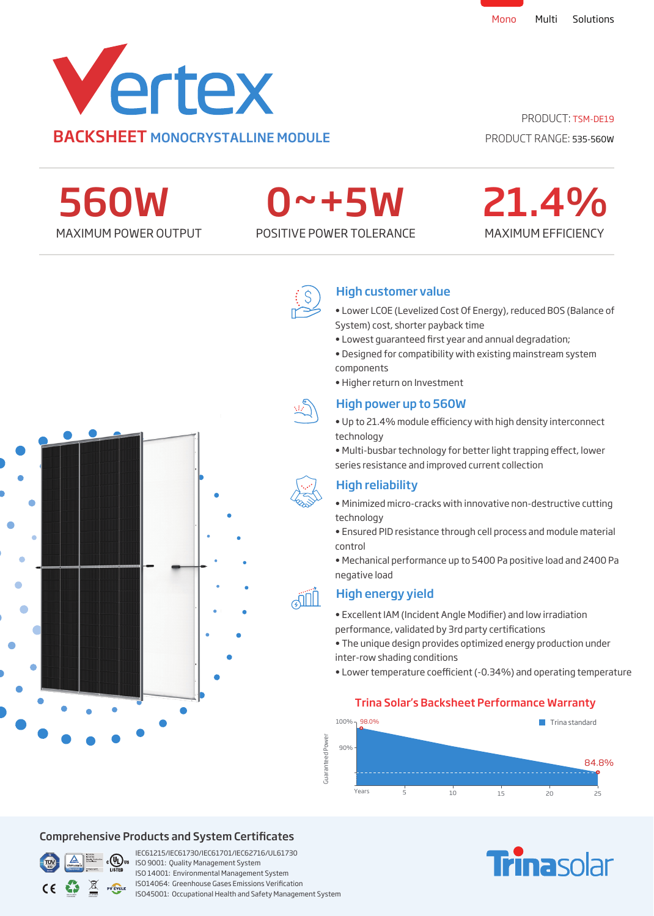Mono Multi Solutions

# Vertex

## BACKSHEET MONOCRYSTALLINE MODULE

PRODUCT: TSM-DE19

PRODUCT RANGE: 535-560W

| 560W | 0~+5W | 21.4% |
| --- | --- | --- |
| MAXIMUM POWER OUTPUT | POSITIVE POWER TOLERANCE | MAXIMUM EFFICIENCY |

### High customer value

- Lower LCOE (Levelized Cost Of Energy), reduced BOS (Balance of System) cost, shorter payback time
- Lowest guaranteed first year and annual degradation;
- Designed for compatibility with existing mainstream system components
- Higher return on Investment

### High power up to 560W

- Up to 21.4% module efficiency with high density interconnect technology
- Multi-busbar technology for better light trapping effect, lower series resistance and improved current collection

### High reliability

- Minimized micro-cracks with innovative non-destructive cutting technology
- Ensured PID resistance through cell process and module material control
- Mechanical performance up to 5400 Pa positive load and 2400 Pa negative load

### High energy yield

- Excellent IAM (Incident Angle Modifier) and low irradiation performance, validated by 3rd party certifications
- The unique design provides optimized energy production under inter-row shading conditions
- Lower temperature coefficient (-0.34%) and operating temperature

### Trina Solar's Backsheet Performance Warranty

Guaranteed Power: 100%, 90% — Years: 5, 10, 15, 20, 25

98.0% — 84.8%

Trina standard

## Comprehensive Products and System Certificates

IEC61215/IEC61730/IEC61701/IEC62716/UL61730
ISO 9001: Quality Management System
ISO 14001: Environmental Management System
ISO14064: Greenhouse Gases Emissions Verification
ISO45001: Occupational Health and Safety Management System

Trinasolar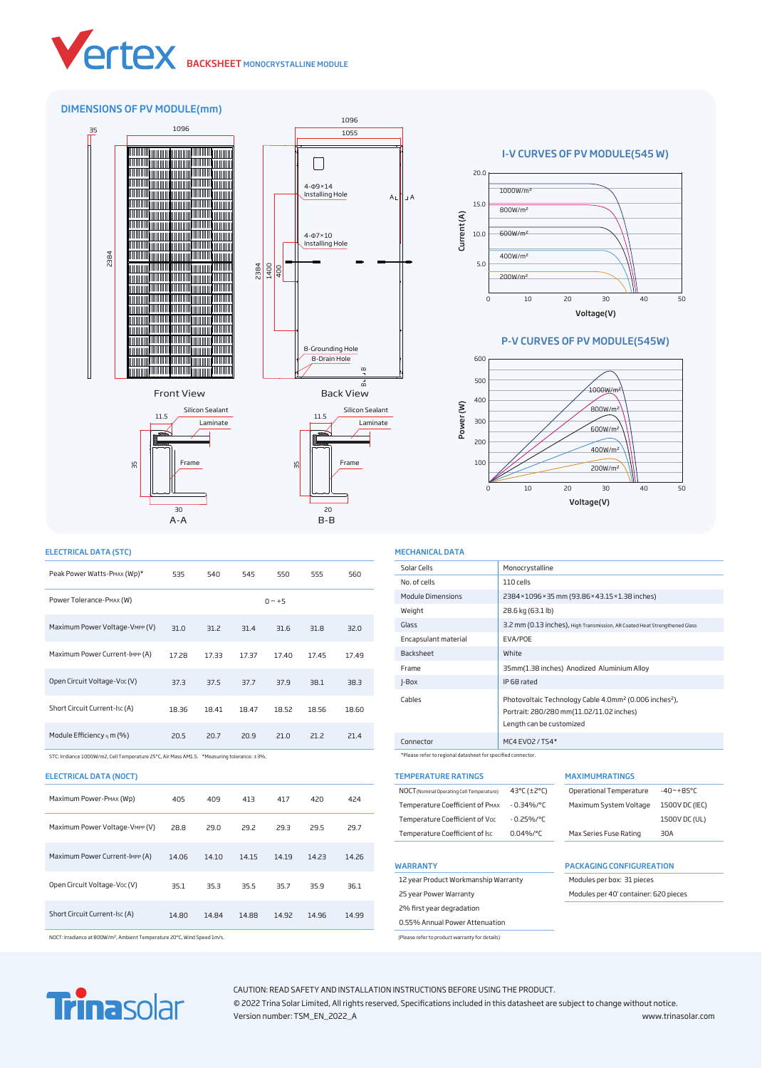# Vertex BACKSHEET MONOCRYSTALLINE MODULE

## DIMENSIONS OF PV MODULE(mm)

35
1096
2384
Front View

1096
1055
4-Φ9×14 Installing Hole
4-Φ7×10 Installing Hole
A A
2384
1400
400
8-Grounding Hole
8-Drain Hole
B B
Back View

11.5
Silicon Sealant
Laminate
Frame
35
30
A-A

11.5
Silicon Sealant
Laminate
Frame
35
20
B-B

## I-V CURVES OF PV MODULE(545 W)

Current (A)
20.0
15.0
10.0
5.0
1000W/m²
800W/m²
600W/m²
400W/m²
200W/m²
0 10 20 30 40 50
Voltage(V)

## P-V CURVES OF PV MODULE(545W)

Power (W)
600
500
400
300
200
100
1000W/m²
800W/m²
600W/m²
400W/m²
200W/m²
0 10 20 30 40 50
Voltage(V)

## ELECTRICAL DATA (STC)

| | | | | | | |
|---|---|---|---|---|---|---|
| Peak Power Watts-$P_{MAX}$ (Wp)* | 535 | 540 | 545 | 550 | 555 | 560 |
| Power Tolerance-$P_{MAX}$ (W) | 0 ~ +5 | | | | | |
| Maximum Power Voltage-$V_{MPP}$ (V) | 31.0 | 31.2 | 31.4 | 31.6 | 31.8 | 32.0 |
| Maximum Power Current-$I_{MPP}$ (A) | 17.28 | 17.33 | 17.37 | 17.40 | 17.45 | 17.49 |
| Open Circuit Voltage-$V_{OC}$ (V) | 37.3 | 37.5 | 37.7 | 37.9 | 38.1 | 38.3 |
| Short Circuit Current-$I_{SC}$ (A) | 18.36 | 18.41 | 18.47 | 18.52 | 18.56 | 18.60 |
| Module Efficiency $\eta$ m (%) | 20.5 | 20.7 | 20.9 | 21.0 | 21.2 | 21.4 |

STC: Irradiance 1000W/m2, Cell Temperature 25°C, Air Mass AM1.5. *Measuring tolerance: ±3%.

## ELECTRICAL DATA (NOCT)

| | | | | | | |
|---|---|---|---|---|---|---|
| Maximum Power-$P_{MAX}$ (Wp) | 405 | 409 | 413 | 417 | 420 | 424 |
| Maximum Power Voltage-$V_{MPP}$ (V) | 28.8 | 29.0 | 29.2 | 29.3 | 29.5 | 29.7 |
| Maximum Power Current-$I_{MPP}$ (A) | 14.06 | 14.10 | 14.15 | 14.19 | 14.23 | 14.26 |
| Open Circuit Voltage-$V_{OC}$ (V) | 35.1 | 35.3 | 35.5 | 35.7 | 35.9 | 36.1 |
| Short Circuit Current-$I_{SC}$ (A) | 14.80 | 14.84 | 14.88 | 14.92 | 14.96 | 14.99 |

NOCT: Irradiance at 800W/m², Ambient Temperature 20°C, Wind Speed 1m/s.

## MECHANICAL DATA

| | |
|---|---|
| Solar Cells | Monocrystalline |
| No. of cells | 110 cells |
| Module Dimensions | 2384×1096×35 mm (93.86×43.15×1.38 inches) |
| Weight | 28.6 kg (63.1 lb) |
| Glass | 3.2 mm (0.13 inches), High Transmission, AR Coated Heat Strengthened Glass |
| Encapsulant material | EVA/POE |
| Backsheet | White |
| Frame | 35mm(1.38 inches) Anodized Aluminium Alloy |
| J-Box | IP 68 rated |
| Cables | Photovoltaic Technology Cable 4.0mm² (0.006 inches²), Portrait: 280/280 mm(11.02/11.02 inches) Length can be customized |
| Connector | MC4 EVO2 / TS4* |

*Please refer to regional datasheet for specified connector.

## TEMPERATURE RATINGS

| | |
|---|---|
| NOCT (Nominal Operating Cell Temperature) | 43°C (±2°C) |
| Temperature Coefficient of $P_{MAX}$ | - 0.34%/°C |
| Temperature Coefficient of $V_{OC}$ | - 0.25%/°C |
| Temperature Coefficient of $I_{SC}$ | 0.04%/°C |

## MAXIMUMRATINGS

| | |
|---|---|
| Operational Temperature | -40~+85°C |
| Maximum System Voltage | 1500V DC (IEC) |
| | 1500V DC (UL) |
| Max Series Fuse Rating | 30A |

## WARRANTY

12 year Product Workmanship Warranty

25 year Power Warranty

2% first year degradation

0.55% Annual Power Attenuation

(Please refer to product warranty for details)

## PACKAGING CONFIGUREATION

Modules per box: 31 pieces

Modules per 40' container: 620 pieces

Trinasolar

CAUTION: READ SAFETY AND INSTALLATION INSTRUCTIONS BEFORE USING THE PRODUCT.

© 2022 Trina Solar Limited, All rights reserved, Specifications included in this datasheet are subject to change without notice.

Version number: TSM_EN_2022_A

www.trinasolar.com